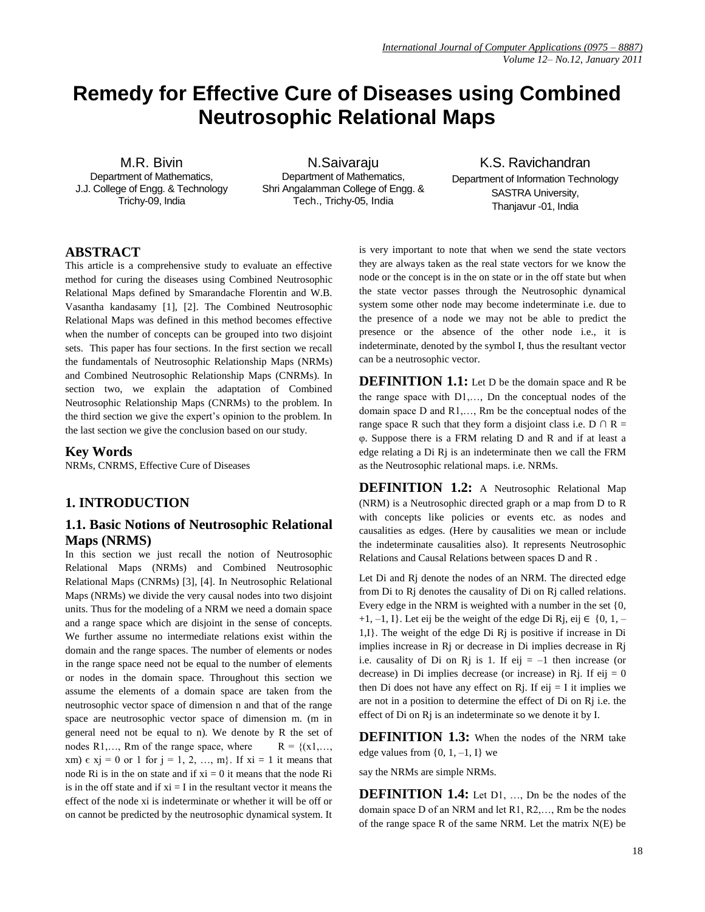# Remedy for Effective Cure of Diseases using Combined Neutrosophic Relational Maps

M.R. Bivin
Department of Mathematics,
J.J. College of Engg. & Technology
Trichy-09, India

N.Saivaraju
Department of Mathematics,
Shri Angalamman College of Engg. & Tech., Trichy-05, India

K.S. Ravichandran
Department of Information Technology
SASTRA University,
Thanjavur -01, India

## ABSTRACT

This article is a comprehensive study to evaluate an effective method for curing the diseases using Combined Neutrosophic Relational Maps defined by Smarandache Florentin and W.B. Vasantha kandasamy [1], [2]. The Combined Neutrosophic Relational Maps was defined in this method becomes effective when the number of concepts can be grouped into two disjoint sets. This paper has four sections. In the first section we recall the fundamentals of Neutrosophic Relationship Maps (NRMs) and Combined Neutrosophic Relationship Maps (CNRMs). In section two, we explain the adaptation of Combined Neutrosophic Relationship Maps (CNRMs) to the problem. In the third section we give the expert's opinion to the problem. In the last section we give the conclusion based on our study.

## Key Words

NRMs, CNRMS, Effective Cure of Diseases

## 1. INTRODUCTION

### 1.1. Basic Notions of Neutrosophic Relational Maps (NRMS)

In this section we just recall the notion of Neutrosophic Relational Maps (NRMs) and Combined Neutrosophic Relational Maps (CNRMs) [3], [4]. In Neutrosophic Relational Maps (NRMs) we divide the very causal nodes into two disjoint units. Thus for the modeling of a NRM we need a domain space and a range space which are disjoint in the sense of concepts. We further assume no intermediate relations exist within the domain and the range spaces. The number of elements or nodes in the range space need not be equal to the number of elements or nodes in the domain space. Throughout this section we assume the elements of a domain space are taken from the neutrosophic vector space of dimension n and that of the range space are neutrosophic vector space of dimension m. (m in general need not be equal to n). We denote by R the set of nodes $R_1,\dots, R_m$ of the range space, where $R = \{(x_1,\dots, x_m) \in x_j = 0 \text{ or } 1 \text{ for } j = 1, 2, \dots, m\}$. If $x_i = 1$ it means that node $R_i$ is in the on state and if $x_i = 0$ it means that the node $R_i$ is in the off state and if $x_i = I$ in the resultant vector it means the effect of the node $x_i$ is indeterminate or whether it will be off or on cannot be predicted by the neutrosophic dynamical system. It is very important to note that when we send the state vectors they are always taken as the real state vectors for we know the node or the concept is in the on state or in the off state but when the state vector passes through the Neutrosophic dynamical system some other node may become indeterminate i.e. due to the presence of a node we may not be able to predict the presence or the absence of the other node i.e., it is indeterminate, denoted by the symbol I, thus the resultant vector can be a neutrosophic vector.

**DEFINITION 1.1:** Let D be the domain space and R be the range space with $D_1,\dots, D_n$ the conceptual nodes of the domain space D and $R_1,\dots, R_m$ be the conceptual nodes of the range space R such that they form a disjoint class i.e. $D \cap R = \varphi$. Suppose there is a FRM relating D and R and if at least a edge relating a $D_i R_j$ is an indeterminate then we call the FRM as the Neutrosophic relational maps. i.e. NRMs.

**DEFINITION 1.2:** A Neutrosophic Relational Map (NRM) is a Neutrosophic directed graph or a map from D to R with concepts like policies or events etc. as nodes and causalities as edges. (Here by causalities we mean or include the indeterminate causalities also). It represents Neutrosophic Relations and Causal Relations between spaces D and R .

Let $D_i$ and $R_j$ denote the nodes of an NRM. The directed edge from $D_i$ to $R_j$ denotes the causality of $D_i$ on $R_j$ called relations. Every edge in the NRM is weighted with a number in the set $\{0, +1, -1, I\}$. Let $e_{ij}$ be the weight of the edge $D_i R_j$, $e_{ij} \in \{0, 1, -1, I\}$. The weight of the edge $D_i R_j$ is positive if increase in $D_i$ implies increase in $R_j$ or decrease in $D_i$ implies decrease in $R_j$ i.e. causality of $D_i$ on $R_j$ is 1. If $e_{ij} = -1$ then increase (or decrease) in $D_i$ implies decrease (or increase) in $R_j$. If $e_{ij} = 0$ then $D_i$ does not have any effect on $R_j$. If $e_{ij} = I$ it implies we are not in a position to determine the effect of $D_i$ on $R_j$ i.e. the effect of $D_i$ on $R_j$ is an indeterminate so we denote it by I.

**DEFINITION 1.3:** When the nodes of the NRM take edge values from $\{0, 1, -1, I\}$ we

say the NRMs are simple NRMs.

**DEFINITION 1.4:** Let $D_1, \dots, D_n$ be the nodes of the domain space D of an NRM and let $R_1, R_2,\dots, R_m$ be the nodes of the range space R of the same NRM. Let the matrix N(E) be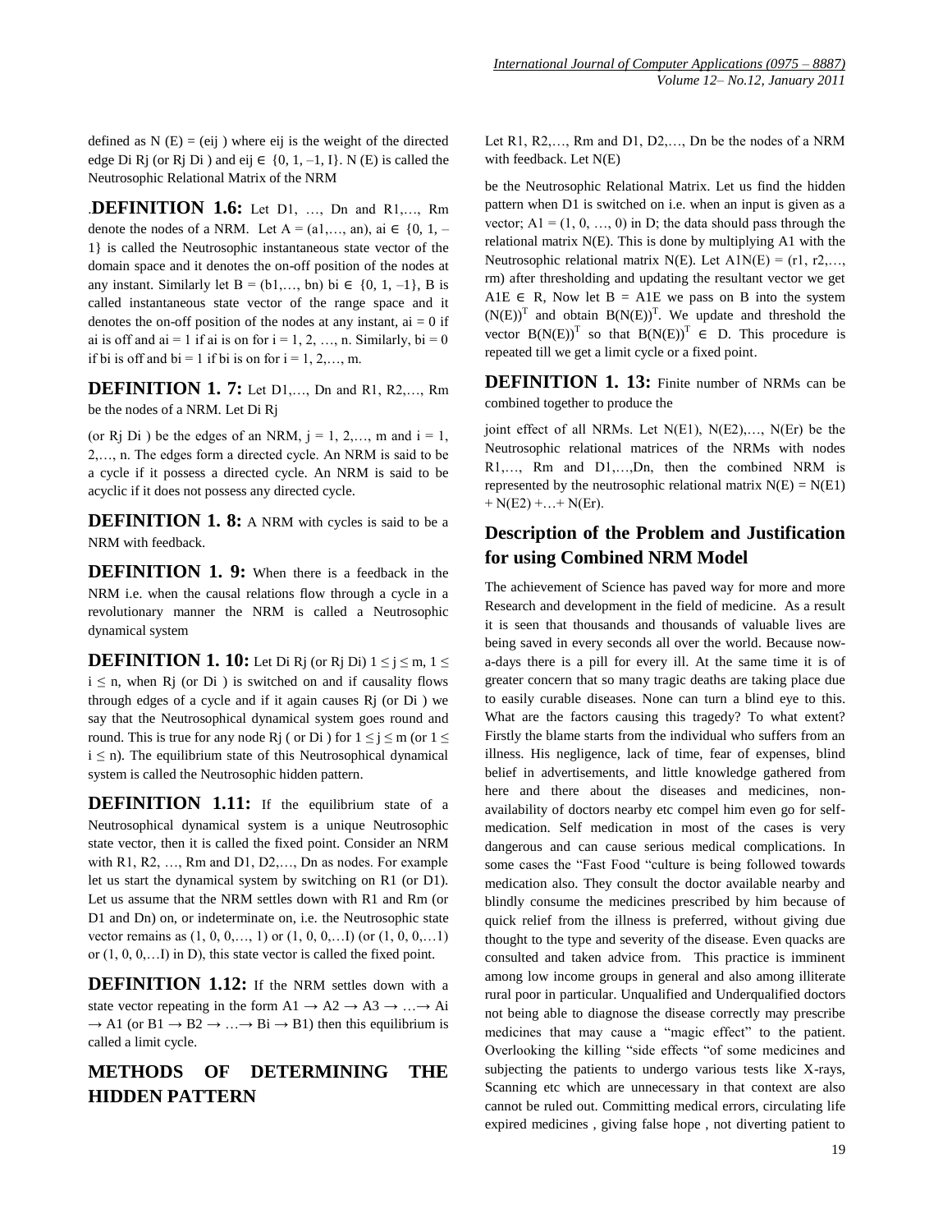defined as N (E) = (eij ) where eij is the weight of the directed edge Di Rj (or Rj Di ) and eij ∈ {0, 1, –1, I}. N (E) is called the Neutrosophic Relational Matrix of the NRM

.**DEFINITION 1.6:** Let D1, …, Dn and R1,…, Rm denote the nodes of a NRM. Let A = (a1,…, an), ai ∈ {0, 1, –1} is called the Neutrosophic instantaneous state vector of the domain space and it denotes the on-off position of the nodes at any instant. Similarly let B = (b1,…, bn) bi ∈ {0, 1, –1}, B is called instantaneous state vector of the range space and it denotes the on-off position of the nodes at any instant, ai = 0 if ai is off and ai = 1 if ai is on for i = 1, 2, …, n. Similarly, bi = 0 if bi is off and bi = 1 if bi is on for i = 1, 2,…, m.

**DEFINITION 1. 7:** Let D1,…, Dn and R1, R2,…, Rm be the nodes of a NRM. Let Di Rj

(or Rj Di ) be the edges of an NRM, j = 1, 2,…, m and i = 1, 2,…, n. The edges form a directed cycle. An NRM is said to be a cycle if it possess a directed cycle. An NRM is said to be acyclic if it does not possess any directed cycle.

**DEFINITION 1. 8:** A NRM with cycles is said to be a NRM with feedback.

**DEFINITION 1. 9:** When there is a feedback in the NRM i.e. when the causal relations flow through a cycle in a revolutionary manner the NRM is called a Neutrosophic dynamical system

**DEFINITION 1. 10:** Let Di Rj (or Rj Di) $1 \leq j \leq m$, $1 \leq i \leq n$, when Rj (or Di ) is switched on and if causality flows through edges of a cycle and if it again causes Rj (or Di ) we say that the Neutrosophical dynamical system goes round and round. This is true for any node Rj ( or Di ) for $1 \leq j \leq m$ (or $1 \leq i \leq n$). The equilibrium state of this Neutrosophical dynamical system is called the Neutrosophic hidden pattern.

**DEFINITION 1.11:** If the equilibrium state of a Neutrosophical dynamical system is a unique Neutrosophic state vector, then it is called the fixed point. Consider an NRM with R1, R2, …, Rm and D1, D2,…, Dn as nodes. For example let us start the dynamical system by switching on R1 (or D1). Let us assume that the NRM settles down with R1 and Rm (or D1 and Dn) on, or indeterminate on, i.e. the Neutrosophic state vector remains as (1, 0, 0,…, 1) or (1, 0, 0,…I) (or (1, 0, 0,…1) or (1, 0, 0,…I) in D), this state vector is called the fixed point.

**DEFINITION 1.12:** If the NRM settles down with a state vector repeating in the form A1 → A2 → A3 → …→ Ai → A1 (or B1 → B2 → …→ Bi → B1) then this equilibrium is called a limit cycle.

## METHODS OF DETERMINING THE HIDDEN PATTERN

Let R1, R2,…, Rm and D1, D2,…, Dn be the nodes of a NRM with feedback. Let N(E)

be the Neutrosophic Relational Matrix. Let us find the hidden pattern when D1 is switched on i.e. when an input is given as a vector; A1 = (1, 0, …, 0) in D; the data should pass through the relational matrix N(E). This is done by multiplying A1 with the Neutrosophic relational matrix N(E). Let A1N(E) = (r1, r2,…, rm) after thresholding and updating the resultant vector we get A1E ∈ R, Now let B = A1E we pass on B into the system $(N(E))^T$ and obtain $B(N(E))^T$. We update and threshold the vector $B(N(E))^T$ so that $B(N(E))^T \in D$. This procedure is repeated till we get a limit cycle or a fixed point.

**DEFINITION 1. 13:** Finite number of NRMs can be combined together to produce the

joint effect of all NRMs. Let N(E1), N(E2),…, N(Er) be the Neutrosophic relational matrices of the NRMs with nodes R1,…, Rm and D1,…,Dn, then the combined NRM is represented by the neutrosophic relational matrix N(E) = N(E1) + N(E2) +…+ N(Er).

## Description of the Problem and Justification for using Combined NRM Model

The achievement of Science has paved way for more and more Research and development in the field of medicine. As a result it is seen that thousands and thousands of valuable lives are being saved in every seconds all over the world. Because now-a-days there is a pill for every ill. At the same time it is of greater concern that so many tragic deaths are taking place due to easily curable diseases. None can turn a blind eye to this. What are the factors causing this tragedy? To what extent? Firstly the blame starts from the individual who suffers from an illness. His negligence, lack of time, fear of expenses, blind belief in advertisements, and little knowledge gathered from here and there about the diseases and medicines, non-availability of doctors nearby etc compel him even go for self-medication. Self medication in most of the cases is very dangerous and can cause serious medical complications. In some cases the "Fast Food "culture is being followed towards medication also. They consult the doctor available nearby and blindly consume the medicines prescribed by him because of quick relief from the illness is preferred, without giving due thought to the type and severity of the disease. Even quacks are consulted and taken advice from. This practice is imminent among low income groups in general and also among illiterate rural poor in particular. Unqualified and Underqualified doctors not being able to diagnose the disease correctly may prescribe medicines that may cause a "magic effect" to the patient. Overlooking the killing "side effects "of some medicines and subjecting the patients to undergo various tests like X-rays, Scanning etc which are unnecessary in that context are also cannot be ruled out. Committing medical errors, circulating life expired medicines , giving false hope , not diverting patient to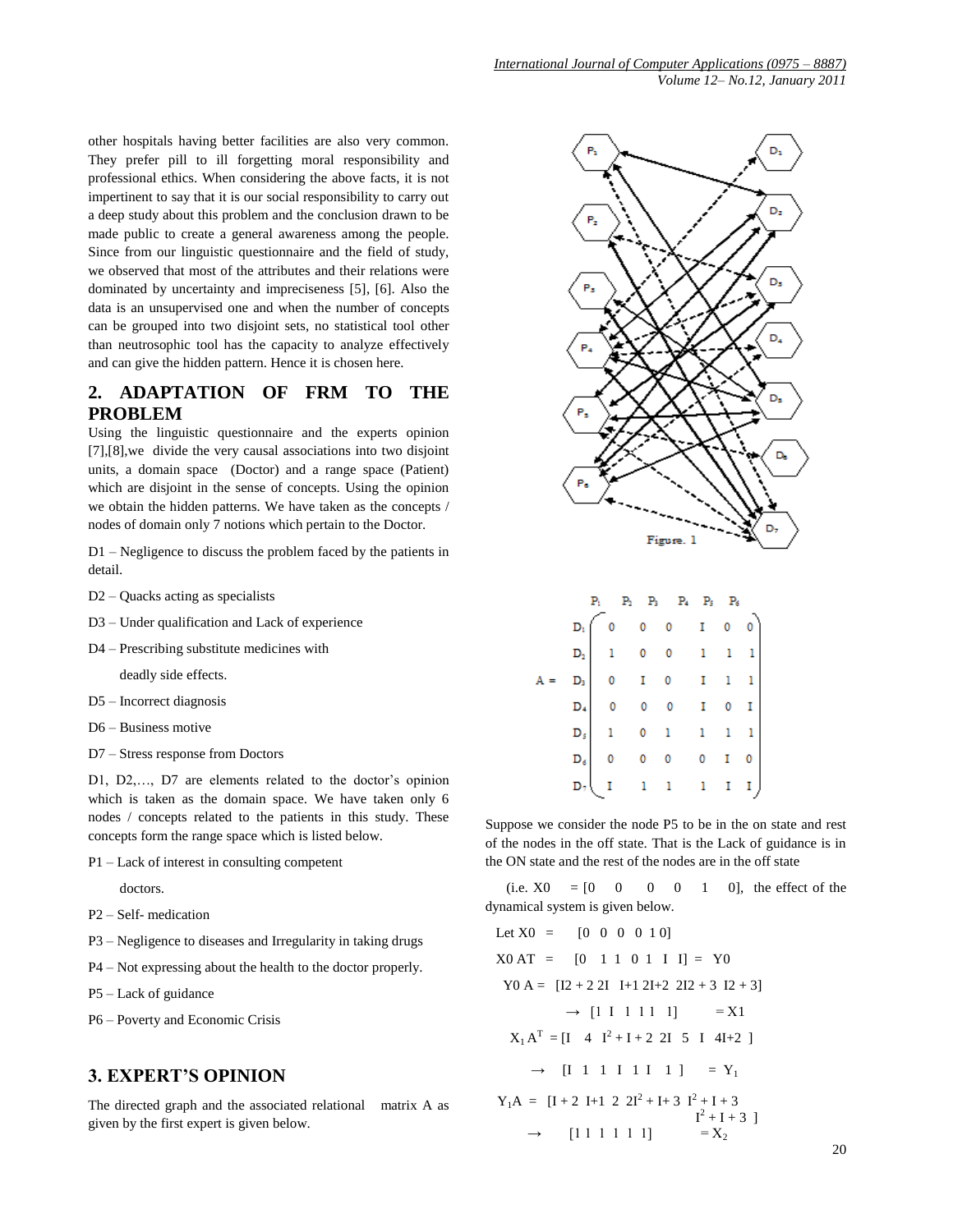other hospitals having better facilities are also very common. They prefer pill to ill forgetting moral responsibility and professional ethics. When considering the above facts, it is not impertinent to say that it is our social responsibility to carry out a deep study about this problem and the conclusion drawn to be made public to create a general awareness among the people. Since from our linguistic questionnaire and the field of study, we observed that most of the attributes and their relations were dominated by uncertainty and impreciseness [5], [6]. Also the data is an unsupervised one and when the number of concepts can be grouped into two disjoint sets, no statistical tool other than neutrosophic tool has the capacity to analyze effectively and can give the hidden pattern. Hence it is chosen here.

## 2. ADAPTATION OF FRM TO THE PROBLEM

Using the linguistic questionnaire and the experts opinion [7],[8],we divide the very causal associations into two disjoint units, a domain space (Doctor) and a range space (Patient) which are disjoint in the sense of concepts. Using the opinion we obtain the hidden patterns. We have taken as the concepts / nodes of domain only 7 notions which pertain to the Doctor.

D1 – Negligence to discuss the problem faced by the patients in detail.

D2 – Quacks acting as specialists

D3 – Under qualification and Lack of experience

D4 – Prescribing substitute medicines with deadly side effects.

D5 – Incorrect diagnosis

D6 – Business motive

D7 – Stress response from Doctors

D1, D2,…, D7 are elements related to the doctor's opinion which is taken as the domain space. We have taken only 6 nodes / concepts related to the patients in this study. These concepts form the range space which is listed below.

P1 – Lack of interest in consulting competent doctors.

P2 – Self- medication

P3 – Negligence to diseases and Irregularity in taking drugs

P4 – Not expressing about the health to the doctor properly.

P5 – Lack of guidance

P6 – Poverty and Economic Crisis

## 3. EXPERT'S OPINION

The directed graph and the associated relational matrix A as given by the first expert is given below.

Figure. 1

$$A = \begin{array}{c} \\ D_1 \\ D_2 \\ D_3 \\ D_4 \\ D_5 \\ D_6 \\ D_7 \end{array} \begin{array}{c} \begin{array}{cccccc} P_1 & P_2 & P_3 & P_4 & P_5 & P_6 \end{array} \\ \left( \begin{array}{cccccc} 0 & 0 & 0 & I & 0 & 0 \\ 1 & 0 & 0 & 1 & 1 & 1 \\ 0 & I & 0 & I & 1 & 1 \\ 0 & 0 & 0 & I & 0 & I \\ 1 & 0 & 1 & 1 & 1 & 1 \\ 0 & 0 & 0 & 0 & I & 0 \\ I & 1 & 1 & 1 & I & I \end{array} \right) \end{array}$$

Suppose we consider the node P5 to be in the on state and rest of the nodes in the off state. That is the Lack of guidance is in the ON state and the rest of the nodes are in the off state

(i.e. $X_0 = [0\ 0\ 0\ 0\ 1\ 0]$, the effect of the dynamical system is given below.

Let $X_0 = [0\ 0\ 0\ 0\ 1\ 0]$

$X_0 A^T = [0\ 1\ 1\ 0\ 1\ I\ I] = Y_0$

$Y_0 A = [I^2 + 2\ 2I\ \ I{+}1\ 2I{+}2\ \ 2I^2 + 3\ \ I^2 + 3]$

$\rightarrow [1\ I\ 1\ 1\ 1\ 1] = X_1$

$X_1 A^T = [I\ \ 4\ \ I^2 + I + 2\ \ 2I\ \ 5\ \ I\ \ 4I{+}2\ ]$

$\rightarrow [I\ 1\ 1\ I\ 1\ I\ 1\ ] = Y_1$

$Y_1 A = [I + 2\ \ I{+}1\ \ 2\ \ 2I^2 + I + 3\ \ I^2 + I + 3\ \ I^2 + I + 3\ ]$

$\rightarrow [1\ 1\ 1\ 1\ 1\ 1] = X_2$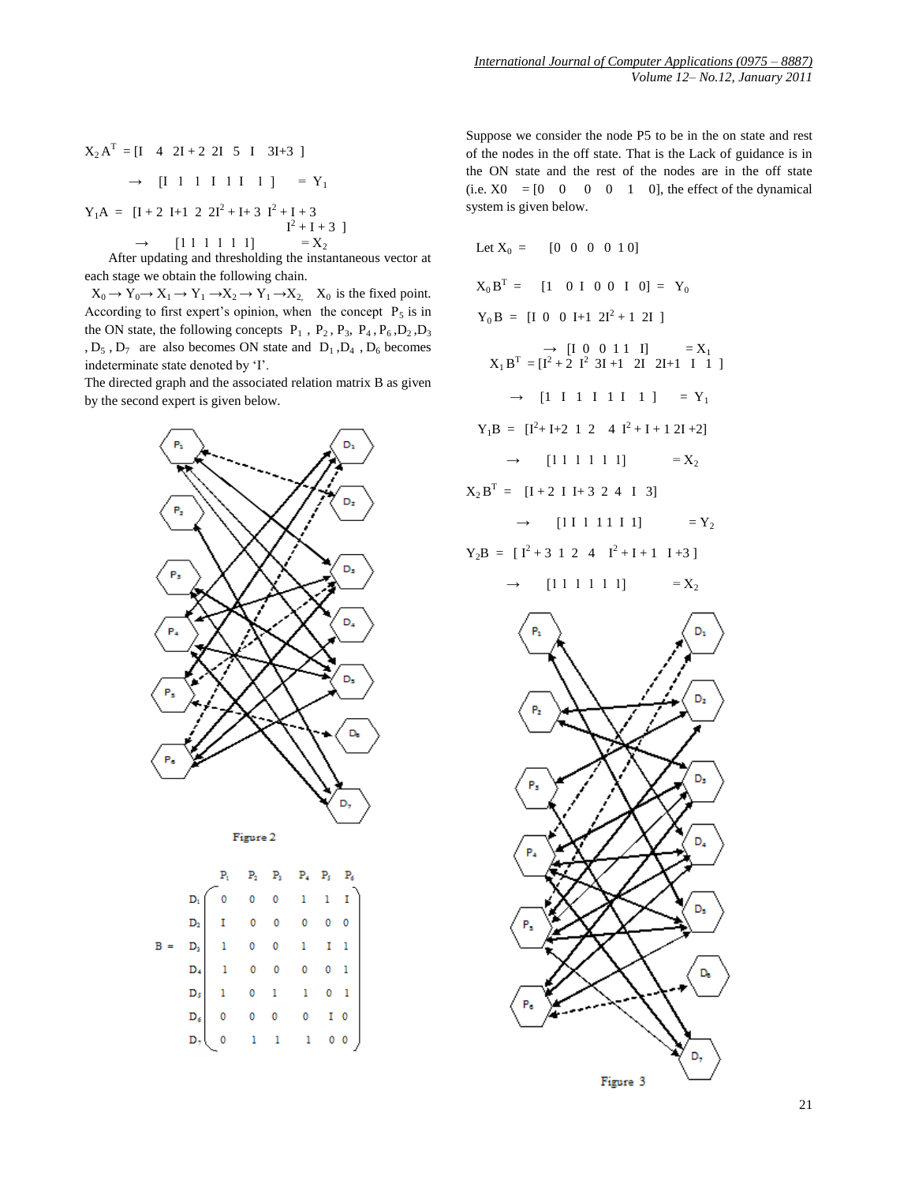$X_2 A^T = [I \quad 4 \quad 2I+2 \quad 2I \quad 5 \quad I \quad 3I+3 \;]$

$\rightarrow \quad [I \;\; 1 \;\; 1 \;\; I \;\; 1 \; I \;\; 1 \;] \quad = Y_1$

$Y_1 A = \; [I+2 \;\; I+1 \;\; 2 \;\; 2I^2+I+3 \;\; I^2+I+3 \;\; I^2+I+3 \;]$

$\rightarrow \quad [1 \; 1 \; 1 \; 1 \; 1 \; 1] \quad = X_2$

After updating and thresholding the instantaneous vector at each stage we obtain the following chain.

$X_0 \rightarrow Y_0 \rightarrow X_1 \rightarrow Y_1 \rightarrow X_2 \rightarrow Y_1 \rightarrow X_2$, $X_0$ is the fixed point. According to first expert's opinion, when the concept $P_5$ is in the ON state, the following concepts $P_1$, $P_2$, $P_3$, $P_4$, $P_6$, $D_2$, $D_3$, $D_5$, $D_7$ are also becomes ON state and $D_1$, $D_4$, $D_6$ becomes indeterminate state denoted by 'I'.

The directed graph and the associated relation matrix B as given by the second expert is given below.

Figure 2

$$B = \begin{array}{c} \\ D_1 \\ D_2 \\ D_3 \\ D_4 \\ D_5 \\ D_6 \\ D_7 \end{array} \begin{array}{c} \begin{array}{cccccc} P_1 & P_2 & P_3 & P_4 & P_5 & P_6 \end{array} \\ \left( \begin{array}{cccccc} 0 & 0 & 0 & 1 & 1 & I \\ I & 0 & 0 & 0 & 0 & 0 \\ 1 & 0 & 0 & 1 & I & 1 \\ 1 & 0 & 0 & 0 & 0 & 1 \\ 1 & 0 & 1 & 1 & 0 & 1 \\ 0 & 0 & 0 & 0 & I & 0 \\ 0 & 1 & 1 & 1 & 0 & 0 \end{array} \right) \end{array}$$

Suppose we consider the node P5 to be in the on state and rest of the nodes in the off state. That is the Lack of guidance is in the ON state and the rest of the nodes are in the off state (i.e. X0 $= [0 \quad 0 \quad 0 \quad 0 \quad 1 \quad 0]$, the effect of the dynamical system is given below.

Let $X_0 = \quad [0 \;\; 0 \;\; 0 \;\; 0 \; 1 \; 0]$

$X_0 B^T = \quad [1 \quad 0 \; I \;\; 0 \; 0 \;\; I \quad 0] = \; Y_0$

$Y_0 B = \; [I \;\; 0 \;\; 0 \;\; I+1 \;\; 2I^2+1 \;\; 2I \;]$

$\rightarrow \; [I \;\; 0 \;\; 0 \;\; 1 \; 1 \;\; I] \quad = X_1$

$X_1 B^T = [I^2+2 \;\; I^2 \;\; 3I+1 \;\; 2I \;\; 2I+1 \;\; I \;\; 1 \;]$

$\rightarrow \quad [1 \;\; I \;\; 1 \;\; I \;\; 1 \; I \;\; 1 \;] \quad = Y_1$

$Y_1 B = \; [I^2+I+2 \;\; 1 \;\; 2 \;\; 4 \;\; I^2+I+1 \;\; 2I+2]$

$\rightarrow \quad [1 \; 1 \; 1 \; 1 \; 1 \; 1] \quad = X_2$

$X_2 B^T = \; [I+2 \;\; I \;\; I+3 \;\; 2 \;\; 4 \;\; I \;\; 3]$

$\rightarrow \quad [1 \; I \;\; 1 \;\; 1 \; 1 \; I \;\; 1] \quad = Y_2$

$Y_2 B = \; [\, I^2+3 \;\; 1 \;\; 2 \;\; 4 \;\; I^2+I+1 \;\; I+3 \,]$

$\rightarrow \quad [1 \; 1 \; 1 \; 1 \; 1 \; 1] \quad = X_2$

Figure 3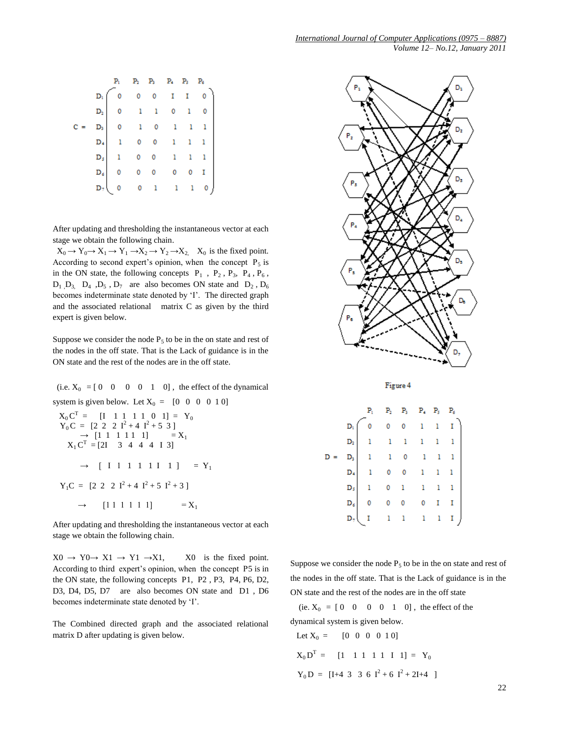$$C = \begin{array}{c} \\ D_1 \\ D_2 \\ D_3 \\ D_4 \\ D_5 \\ D_6 \\ D_7 \end{array} \begin{array}{c} \begin{array}{cccccc} P_1 & P_2 & P_3 & P_4 & P_5 & P_6 \end{array} \\ \left( \begin{array}{cccccc} 0 & 0 & 0 & I & I & 0 \\ 0 & 1 & 1 & 0 & 1 & 0 \\ 0 & 1 & 0 & 1 & 1 & 1 \\ 1 & 0 & 0 & 1 & 1 & 1 \\ 1 & 0 & 0 & 1 & 1 & 1 \\ 0 & 0 & 0 & 0 & 0 & I \\ 0 & 0 & 1 & 1 & 1 & 0 \end{array} \right) \end{array}$$

After updating and thresholding the instantaneous vector at each stage we obtain the following chain.

$X_0 \rightarrow Y_0 \rightarrow X_1 \rightarrow Y_1 \rightarrow X_2 \rightarrow Y_2 \rightarrow X_2$, $X_0$ is the fixed point. According to second expert's opinion, when the concept $P_5$ is in the ON state, the following concepts $P_1$, $P_2$, $P_3$, $P_4$, $P_6$, $D_1$, $D_3$, $D_4$, $D_5$, $D_7$ are also becomes ON state and $D_2$, $D_6$ becomes indeterminate state denoted by 'I'. The directed graph and the associated relational matrix C as given by the third expert is given below.

Suppose we consider the node $P_5$ to be in the on state and rest of the nodes in the off state. That is the Lack of guidance is in the ON state and the rest of the nodes are in the off state.

(i.e. $X_0 = [0 \quad 0 \quad 0 \quad 0 \quad 1 \quad 0]$, the effect of the dynamical system is given below. Let $X_0 = [0 \ 0 \ 0 \ 0 \ 1 \ 0]$

$X_0 C^T = [I \ \ 1 \ 1 \ \ 1 \ 1 \ \ 0 \ \ 1] = Y_0$

$Y_0 C = [2 \ \ 2 \ \ 2 \ I^2 + 4 \ \ I^2 + 5 \ \ 3]$

$\rightarrow [1 \ 1 \ \ 1 \ 1 \ 1 \ \ 1] = X_1$

$X_1 C^T = [2I \quad 3 \quad 4 \quad 4 \quad 4 \quad I \ 3]$

$\rightarrow [\ I \ \ 1 \ \ 1 \ \ 1 \ \ 1 \ I \ \ 1\ ] = Y_1$

$Y_1 C = [2 \ \ 2 \ \ 2 \ I^2 + 4 \ \ I^2 + 5 \ \ I^2 + 3\ ]$

$\rightarrow [1 \ 1 \ 1 \ 1 \ 1 \ 1] = X_1$

After updating and thresholding the instantaneous vector at each stage we obtain the following chain.

X0 → Y0→ X1 → Y1 →X1, X0 is the fixed point. According to third expert's opinion, when the concept P5 is in the ON state, the following concepts P1, P2 , P3, P4, P6, D2, D3, D4, D5, D7 are also becomes ON state and D1 , D6 becomes indeterminate state denoted by 'I'.

The Combined directed graph and the associated relational matrix D after updating is given below.

Figure 4

$$D = \begin{array}{c} \\ D_1 \\ D_2 \\ D_3 \\ D_4 \\ D_5 \\ D_6 \\ D_7 \end{array} \begin{array}{c} \begin{array}{cccccc} P_1 & P_2 & P_3 & P_4 & P_5 & P_6 \end{array} \\ \left( \begin{array}{cccccc} 0 & 0 & 0 & 1 & 1 & I \\ 1 & 1 & 1 & 1 & 1 & 1 \\ 1 & 1 & 0 & 1 & 1 & 1 \\ 1 & 0 & 0 & 1 & 1 & 1 \\ 1 & 0 & 1 & 1 & 1 & 1 \\ 0 & 0 & 0 & 0 & I & I \\ I & 1 & 1 & 1 & 1 & I \end{array} \right) \end{array}$$

Suppose we consider the node $P_5$ to be in the on state and rest of the nodes in the off state. That is the Lack of guidance is in the ON state and the rest of the nodes are in the off state

(ie. $X_0 = [0 \quad 0 \quad 0 \quad 0 \quad 1 \quad 0]$, the effect of the dynamical system is given below.

Let $X_0 = [0 \ 0 \ 0 \ 0 \ 1 \ 0]$

$X_0 D^T = [1 \quad 1 \ 1 \ \ 1 \ 1 \ \ I \ \ 1] = Y_0$

$Y_0 D = [I{+}4 \ \ 3 \ \ 3 \ 6 \ I^2 + 6 \ \ I^2 + 2I{+}4\ ]$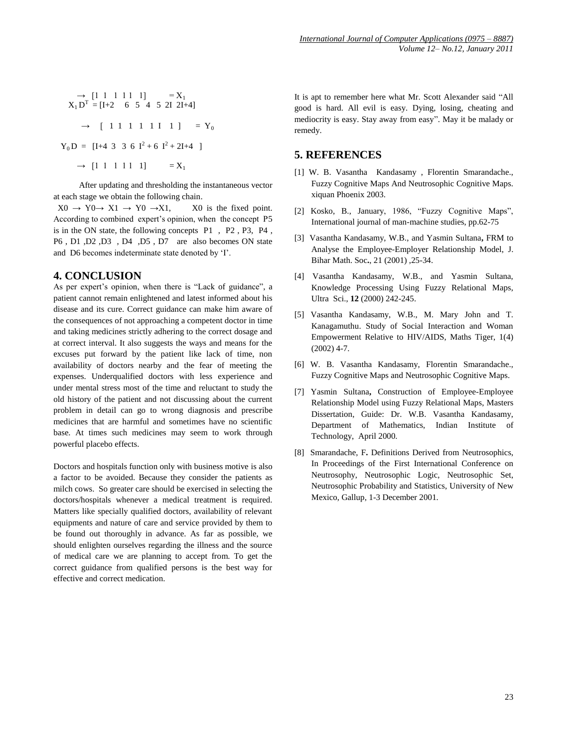$$\rightarrow [1\ 1\ 1\ 1\ 1\ 1] = X_1$$

$$X_1 D^T = [I{+}2\ \ 6\ \ 5\ \ 4\ \ 5\ \ 2I\ \ 2I{+}4]$$

$$\rightarrow [1\ 1\ 1\ 1\ 1\ I\ 1] = Y_0$$

$$Y_0 D = [I{+}4\ \ 3\ \ 3\ \ 6\ \ I^2+6\ \ I^2+2I{+}4]$$

$$\rightarrow [1\ 1\ 1\ 1\ 1\ 1] = X_1$$

After updating and thresholding the instantaneous vector at each stage we obtain the following chain.

X0 → Y0→ X1 → Y0 →X1, X0 is the fixed point. According to combined expert's opinion, when the concept P5 is in the ON state, the following concepts P1 , P2 , P3, P4 , P6 , D1 ,D2 ,D3 , D4 ,D5 , D7 are also becomes ON state and D6 becomes indeterminate state denoted by 'I'.

## 4. CONCLUSION

As per expert's opinion, when there is "Lack of guidance", a patient cannot remain enlightened and latest informed about his disease and its cure. Correct guidance can make him aware of the consequences of not approaching a competent doctor in time and taking medicines strictly adhering to the correct dosage and at correct interval. It also suggests the ways and means for the excuses put forward by the patient like lack of time, non availability of doctors nearby and the fear of meeting the expenses. Underqualified doctors with less experience and under mental stress most of the time and reluctant to study the old history of the patient and not discussing about the current problem in detail can go to wrong diagnosis and prescribe medicines that are harmful and sometimes have no scientific base. At times such medicines may seem to work through powerful placebo effects.

Doctors and hospitals function only with business motive is also a factor to be avoided. Because they consider the patients as milch cows. So greater care should be exercised in selecting the doctors/hospitals whenever a medical treatment is required. Matters like specially qualified doctors, availability of relevant equipments and nature of care and service provided by them to be found out thoroughly in advance. As far as possible, we should enlighten ourselves regarding the illness and the source of medical care we are planning to accept from. To get the correct guidance from qualified persons is the best way for effective and correct medication.

It is apt to remember here what Mr. Scott Alexander said "All good is hard. All evil is easy. Dying, losing, cheating and mediocrity is easy. Stay away from easy". May it be malady or remedy.

## 5. REFERENCES

[1] W. B. Vasantha Kandasamy , Florentin Smarandache., Fuzzy Cognitive Maps And Neutrosophic Cognitive Maps. xiquan Phoenix 2003.

[2] Kosko, B., January, 1986, "Fuzzy Cognitive Maps", International journal of man-machine studies, pp.62-75

[3] Vasantha Kandasamy, W.B., and Yasmin Sultana**,** FRM to Analyse the Employee-Employer Relationship Model, J. Bihar Math. Soc**.**, 21 (2001) ,25-34.

[4] Vasantha Kandasamy, W.B., and Yasmin Sultana, Knowledge Processing Using Fuzzy Relational Maps, Ultra Sci., **12** (2000) 242-245.

[5] Vasantha Kandasamy, W.B., M. Mary John and T. Kanagamuthu. Study of Social Interaction and Woman Empowerment Relative to HIV/AIDS, Maths Tiger, 1(4) (2002) 4-7.

[6] W. B. Vasantha Kandasamy, Florentin Smarandache., Fuzzy Cognitive Maps and Neutrosophic Cognitive Maps.

[7] Yasmin Sultana**,** Construction of Employee-Employee Relationship Model using Fuzzy Relational Maps, Masters Dissertation, Guide: Dr. W.B. Vasantha Kandasamy, Department of Mathematics, Indian Institute of Technology, April 2000.

[8] Smarandache, F**.** Definitions Derived from Neutrosophics, In Proceedings of the First International Conference on Neutrosophy, Neutrosophic Logic, Neutrosophic Set, Neutrosophic Probability and Statistics, University of New Mexico, Gallup, 1-3 December 2001.